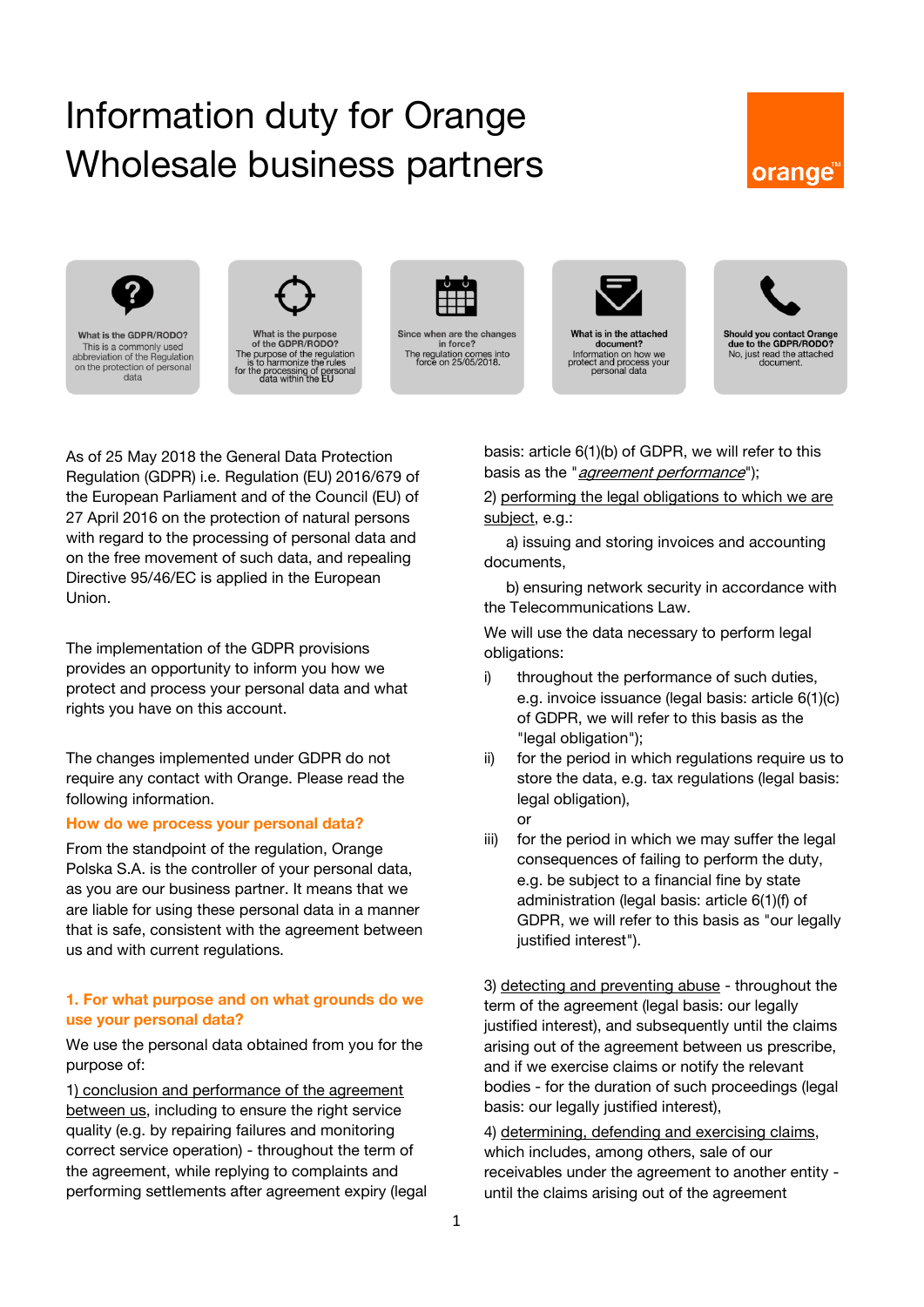# Information duty for Orange Wholesale business partners

orange™

**What is the GDPR/RODO?** This is a commonly used abbreviation of the Regulation on the protection of personal data

**What is the purpose of the GDPR/RODO?** The purpose of the regulation is to harmonize the rules for the processing of personal data within the EU

**Since when are the changes in force?** The regulation comes into force on 25/05/2018.

**What is in the attached document?** Information on how we protect and process your personal data

**Should you contact Orange due to the GDPR/RODO?** No, just read the attached document.

As of 25 May 2018 the General Data Protection Regulation (GDPR) i.e. Regulation (EU) 2016/679 of the European Parliament and of the Council (EU) of 27 April 2016 on the protection of natural persons with regard to the processing of personal data and on the free movement of such data, and repealing Directive 95/46/EC is applied in the European Union.

The implementation of the GDPR provisions provides an opportunity to inform you how we protect and process your personal data and what rights you have on this account.

The changes implemented under GDPR do not require any contact with Orange. Please read the following information.

## How do we process your personal data?

From the standpoint of the regulation, Orange Polska S.A. is the controller of your personal data, as you are our business partner. It means that we are liable for using these personal data in a manner that is safe, consistent with the agreement between us and with current regulations.

## 1. For what purpose and on what grounds do we use your personal data?

We use the personal data obtained from you for the purpose of:

1) conclusion and performance of the agreement between us, including to ensure the right service quality (e.g. by repairing failures and monitoring correct service operation) - throughout the term of the agreement, while replying to complaints and performing settlements after agreement expiry (legal basis: article 6(1)(b) of GDPR, we will refer to this basis as the "*agreement performance*");

2) performing the legal obligations to which we are subject, e.g.:

a) issuing and storing invoices and accounting documents,

b) ensuring network security in accordance with the Telecommunications Law.

We will use the data necessary to perform legal obligations:

i) throughout the performance of such duties, e.g. invoice issuance (legal basis: article 6(1)(c) of GDPR, we will refer to this basis as the "legal obligation");

ii) for the period in which regulations require us to store the data, e.g. tax regulations (legal basis: legal obligation),

or

iii) for the period in which we may suffer the legal consequences of failing to perform the duty, e.g. be subject to a financial fine by state administration (legal basis: article 6(1)(f) of GDPR, we will refer to this basis as "our legally justified interest").

3) detecting and preventing abuse - throughout the term of the agreement (legal basis: our legally justified interest), and subsequently until the claims arising out of the agreement between us prescribe, and if we exercise claims or notify the relevant bodies - for the duration of such proceedings (legal basis: our legally justified interest),

4) determining, defending and exercising claims, which includes, among others, sale of our receivables under the agreement to another entity - until the claims arising out of the agreement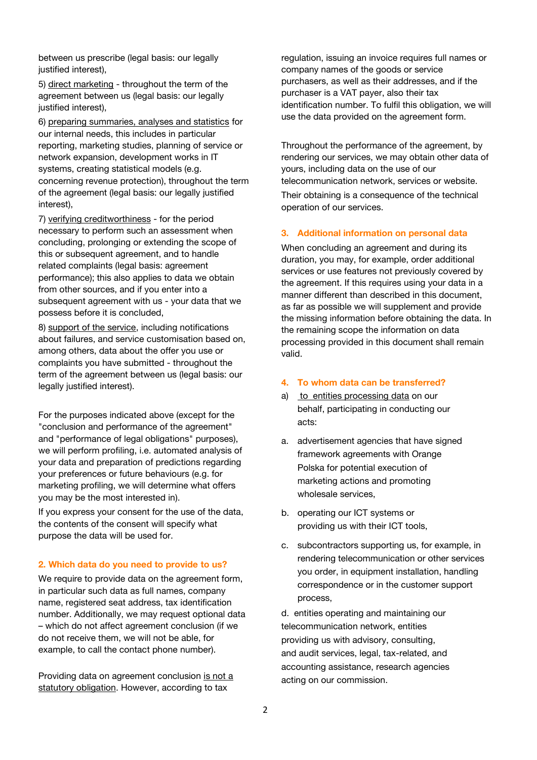between us prescribe (legal basis: our legally justified interest),

5) direct marketing - throughout the term of the agreement between us (legal basis: our legally justified interest),

6) preparing summaries, analyses and statistics for our internal needs, this includes in particular reporting, marketing studies, planning of service or network expansion, development works in IT systems, creating statistical models (e.g. concerning revenue protection), throughout the term of the agreement (legal basis: our legally justified interest),

7) verifying creditworthiness - for the period necessary to perform such an assessment when concluding, prolonging or extending the scope of this or subsequent agreement, and to handle related complaints (legal basis: agreement performance); this also applies to data we obtain from other sources, and if you enter into a subsequent agreement with us - your data that we possess before it is concluded,

8) support of the service, including notifications about failures, and service customisation based on, among others, data about the offer you use or complaints you have submitted - throughout the term of the agreement between us (legal basis: our legally justified interest).

For the purposes indicated above (except for the "conclusion and performance of the agreement" and "performance of legal obligations" purposes), we will perform profiling, i.e. automated analysis of your data and preparation of predictions regarding your preferences or future behaviours (e.g. for marketing profiling, we will determine what offers you may be the most interested in).

If you express your consent for the use of the data, the contents of the consent will specify what purpose the data will be used for.

## 2. Which data do you need to provide to us?

We require to provide data on the agreement form, in particular such data as full names, company name, registered seat address, tax identification number. Additionally, we may request optional data – which do not affect agreement conclusion (if we do not receive them, we will not be able, for example, to call the contact phone number).

Providing data on agreement conclusion is not a statutory obligation. However, according to tax regulation, issuing an invoice requires full names or company names of the goods or service purchasers, as well as their addresses, and if the purchaser is a VAT payer, also their tax identification number. To fulfil this obligation, we will use the data provided on the agreement form.

Throughout the performance of the agreement, by rendering our services, we may obtain other data of yours, including data on the use of our telecommunication network, services or website. Their obtaining is a consequence of the technical operation of our services.

## 3. Additional information on personal data

When concluding an agreement and during its duration, you may, for example, order additional services or use features not previously covered by the agreement. If this requires using your data in a manner different than described in this document, as far as possible we will supplement and provide the missing information before obtaining the data. In the remaining scope the information on data processing provided in this document shall remain valid.

## 4. To whom data can be transferred?

a) to entities processing data on our behalf, participating in conducting our acts:

a. advertisement agencies that have signed framework agreements with Orange Polska for potential execution of marketing actions and promoting wholesale services,

b. operating our ICT systems or providing us with their ICT tools,

c. subcontractors supporting us, for example, in rendering telecommunication or other services you order, in equipment installation, handling correspondence or in the customer support process,

d. entities operating and maintaining our telecommunication network, entities providing us with advisory, consulting, and audit services, legal, tax-related, and accounting assistance, research agencies acting on our commission.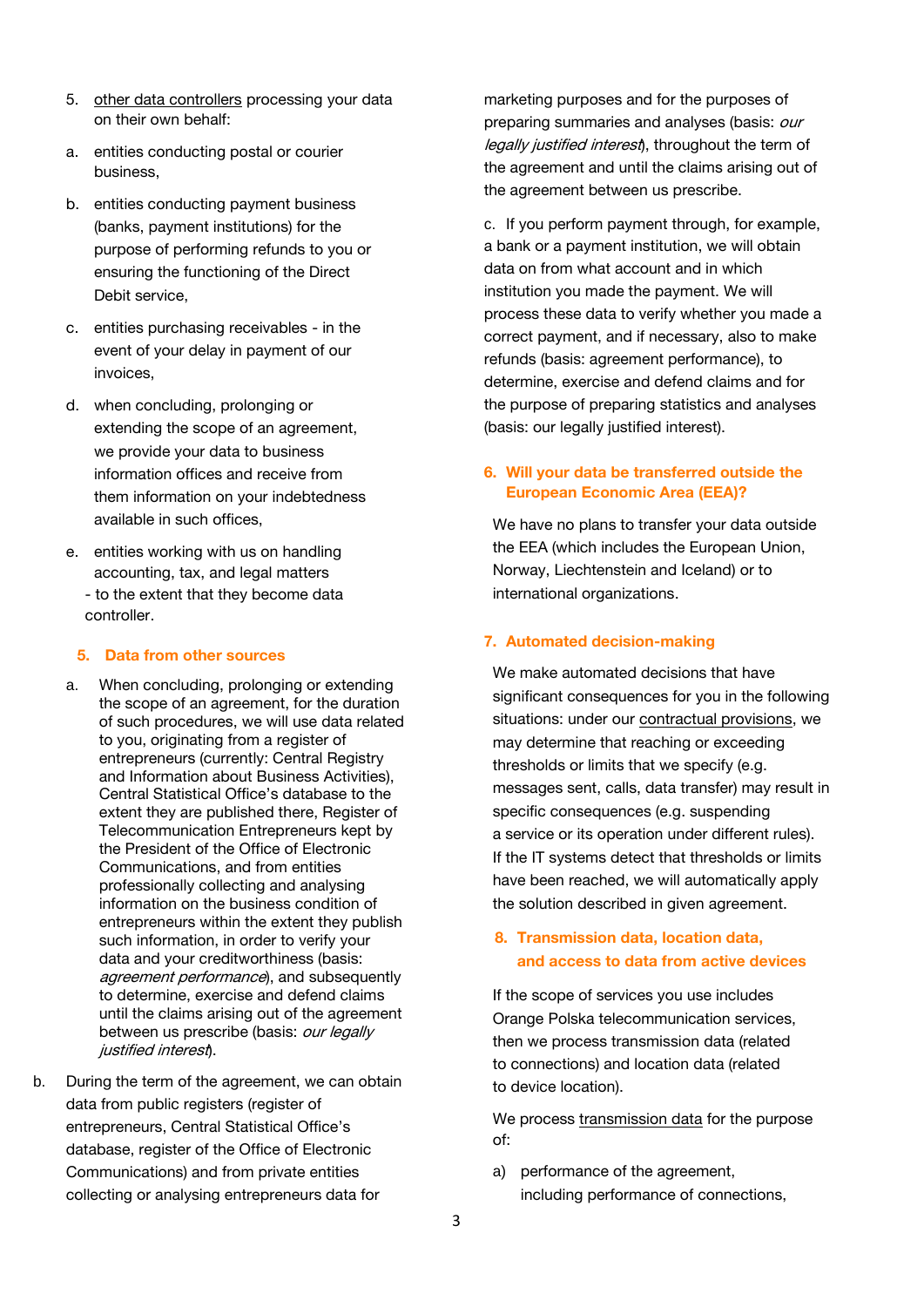5. other data controllers processing your data on their own behalf:

a. entities conducting postal or courier business,

b. entities conducting payment business (banks, payment institutions) for the purpose of performing refunds to you or ensuring the functioning of the Direct Debit service,

c. entities purchasing receivables - in the event of your delay in payment of our invoices,

d. when concluding, prolonging or extending the scope of an agreement, we provide your data to business information offices and receive from them information on your indebtedness available in such offices,

e. entities working with us on handling accounting, tax, and legal matters

- to the extent that they become data controller.

## 5. Data from other sources

a. When concluding, prolonging or extending the scope of an agreement, for the duration of such procedures, we will use data related to you, originating from a register of entrepreneurs (currently: Central Registry and Information about Business Activities), Central Statistical Office's database to the extent they are published there, Register of Telecommunication Entrepreneurs kept by the President of the Office of Electronic Communications, and from entities professionally collecting and analysing information on the business condition of entrepreneurs within the extent they publish such information, in order to verify your data and your creditworthiness (basis: *agreement performance*), and subsequently to determine, exercise and defend claims until the claims arising out of the agreement between us prescribe (basis: *our legally justified interest*).

b. During the term of the agreement, we can obtain data from public registers (register of entrepreneurs, Central Statistical Office's database, register of the Office of Electronic Communications) and from private entities collecting or analysing entrepreneurs data for marketing purposes and for the purposes of preparing summaries and analyses (basis: *our legally justified interest*), throughout the term of the agreement and until the claims arising out of the agreement between us prescribe.

c. If you perform payment through, for example, a bank or a payment institution, we will obtain data on from what account and in which institution you made the payment. We will process these data to verify whether you made a correct payment, and if necessary, also to make refunds (basis: agreement performance), to determine, exercise and defend claims and for the purpose of preparing statistics and analyses (basis: our legally justified interest).

## 6. Will your data be transferred outside the European Economic Area (EEA)?

We have no plans to transfer your data outside the EEA (which includes the European Union, Norway, Liechtenstein and Iceland) or to international organizations.

## 7. Automated decision-making

We make automated decisions that have significant consequences for you in the following situations: under our contractual provisions, we may determine that reaching or exceeding thresholds or limits that we specify (e.g. messages sent, calls, data transfer) may result in specific consequences (e.g. suspending a service or its operation under different rules). If the IT systems detect that thresholds or limits have been reached, we will automatically apply the solution described in given agreement.

## 8. Transmission data, location data, and access to data from active devices

If the scope of services you use includes Orange Polska telecommunication services, then we process transmission data (related to connections) and location data (related to device location).

We process transmission data for the purpose of:

a) performance of the agreement, including performance of connections,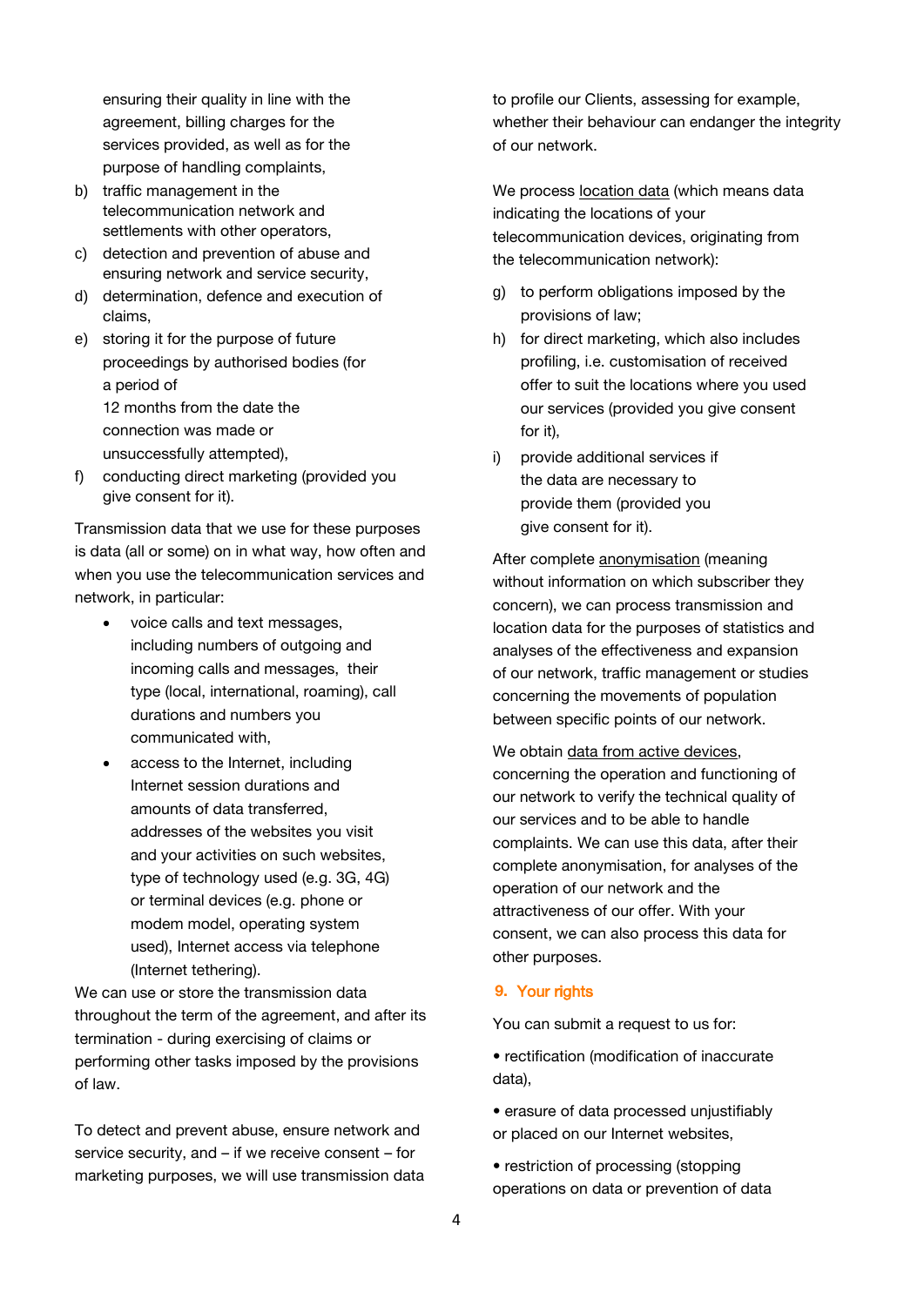ensuring their quality in line with the agreement, billing charges for the services provided, as well as for the purpose of handling complaints,

b) traffic management in the telecommunication network and settlements with other operators,
c) detection and prevention of abuse and ensuring network and service security,
d) determination, defence and execution of claims,
e) storing it for the purpose of future proceedings by authorised bodies (for a period of 12 months from the date the connection was made or unsuccessfully attempted),
f) conducting direct marketing (provided you give consent for it).

Transmission data that we use for these purposes is data (all or some) on in what way, how often and when you use the telecommunication services and network, in particular:

- voice calls and text messages, including numbers of outgoing and incoming calls and messages, their type (local, international, roaming), call durations and numbers you communicated with,
- access to the Internet, including Internet session durations and amounts of data transferred, addresses of the websites you visit and your activities on such websites, type of technology used (e.g. 3G, 4G) or terminal devices (e.g. phone or modem model, operating system used), Internet access via telephone (Internet tethering).

We can use or store the transmission data throughout the term of the agreement, and after its termination - during exercising of claims or performing other tasks imposed by the provisions of law.

To detect and prevent abuse, ensure network and service security, and – if we receive consent – for marketing purposes, we will use transmission data to profile our Clients, assessing for example, whether their behaviour can endanger the integrity of our network.

We process location data (which means data indicating the locations of your telecommunication devices, originating from the telecommunication network):

g) to perform obligations imposed by the provisions of law;
h) for direct marketing, which also includes profiling, i.e. customisation of received offer to suit the locations where you used our services (provided you give consent for it),
i) provide additional services if the data are necessary to provide them (provided you give consent for it).

After complete anonymisation (meaning without information on which subscriber they concern), we can process transmission and location data for the purposes of statistics and analyses of the effectiveness and expansion of our network, traffic management or studies concerning the movements of population between specific points of our network.

We obtain data from active devices, concerning the operation and functioning of our network to verify the technical quality of our services and to be able to handle complaints. We can use this data, after their complete anonymisation, for analyses of the operation of our network and the attractiveness of our offer. With your consent, we can also process this data for other purposes.

## 9. Your rights

You can submit a request to us for:

- rectification (modification of inaccurate data),
- erasure of data processed unjustifiably or placed on our Internet websites,
- restriction of processing (stopping operations on data or prevention of data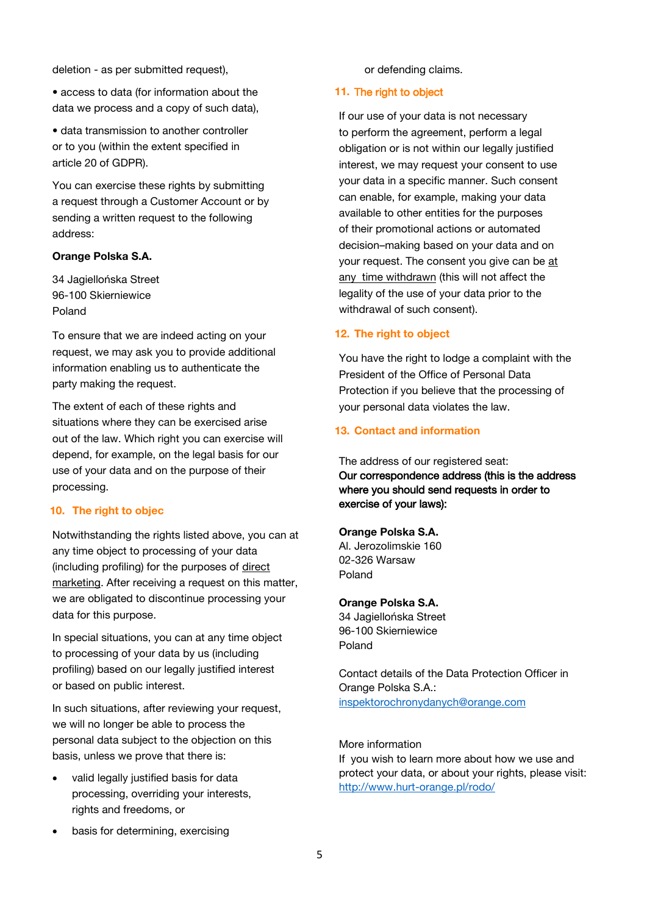deletion - as per submitted request),

- access to data (for information about the data we process and a copy of such data),
- data transmission to another controller or to you (within the extent specified in article 20 of GDPR).

You can exercise these rights by submitting a request through a Customer Account or by sending a written request to the following address:

**Orange Polska S.A.**

34 Jagiellońska Street
96-100 Skierniewice
Poland

To ensure that we are indeed acting on your request, we may ask you to provide additional information enabling us to authenticate the party making the request.

The extent of each of these rights and situations where they can be exercised arise out of the law. Which right you can exercise will depend, for example, on the legal basis for our use of your data and on the purpose of their processing.

## 10. The right to objec

Notwithstanding the rights listed above, you can at any time object to processing of your data (including profiling) for the purposes of direct marketing. After receiving a request on this matter, we are obligated to discontinue processing your data for this purpose.

In special situations, you can at any time object to processing of your data by us (including profiling) based on our legally justified interest or based on public interest.

In such situations, after reviewing your request, we will no longer be able to process the personal data subject to the objection on this basis, unless we prove that there is:

- valid legally justified basis for data processing, overriding your interests, rights and freedoms, or
- basis for determining, exercising or defending claims.

## 11. The right to object

If our use of your data is not necessary to perform the agreement, perform a legal obligation or is not within our legally justified interest, we may request your consent to use your data in a specific manner. Such consent can enable, for example, making your data available to other entities for the purposes of their promotional actions or automated decision–making based on your data and on your request. The consent you give can be at any  time withdrawn (this will not affect the legality of the use of your data prior to the withdrawal of such consent).

## 12. The right to object

You have the right to lodge a complaint with the President of the Office of Personal Data Protection if you believe that the processing of your personal data violates the law.

## 13. Contact and information

The address of our registered seat:
**Our correspondence address (this is the address where you should send requests in order to exercise of your laws):**

**Orange Polska S.A.**
Al. Jerozolimskie 160
02-326 Warsaw
Poland

**Orange Polska S.A.**
34 Jagiellońska Street
96-100 Skierniewice
Poland

Contact details of the Data Protection Officer in Orange Polska S.A.:
inspektorochronydanych@orange.com

More information
If  you wish to learn more about how we use and protect your data, or about your rights, please visit:
http://www.hurt-orange.pl/rodo/